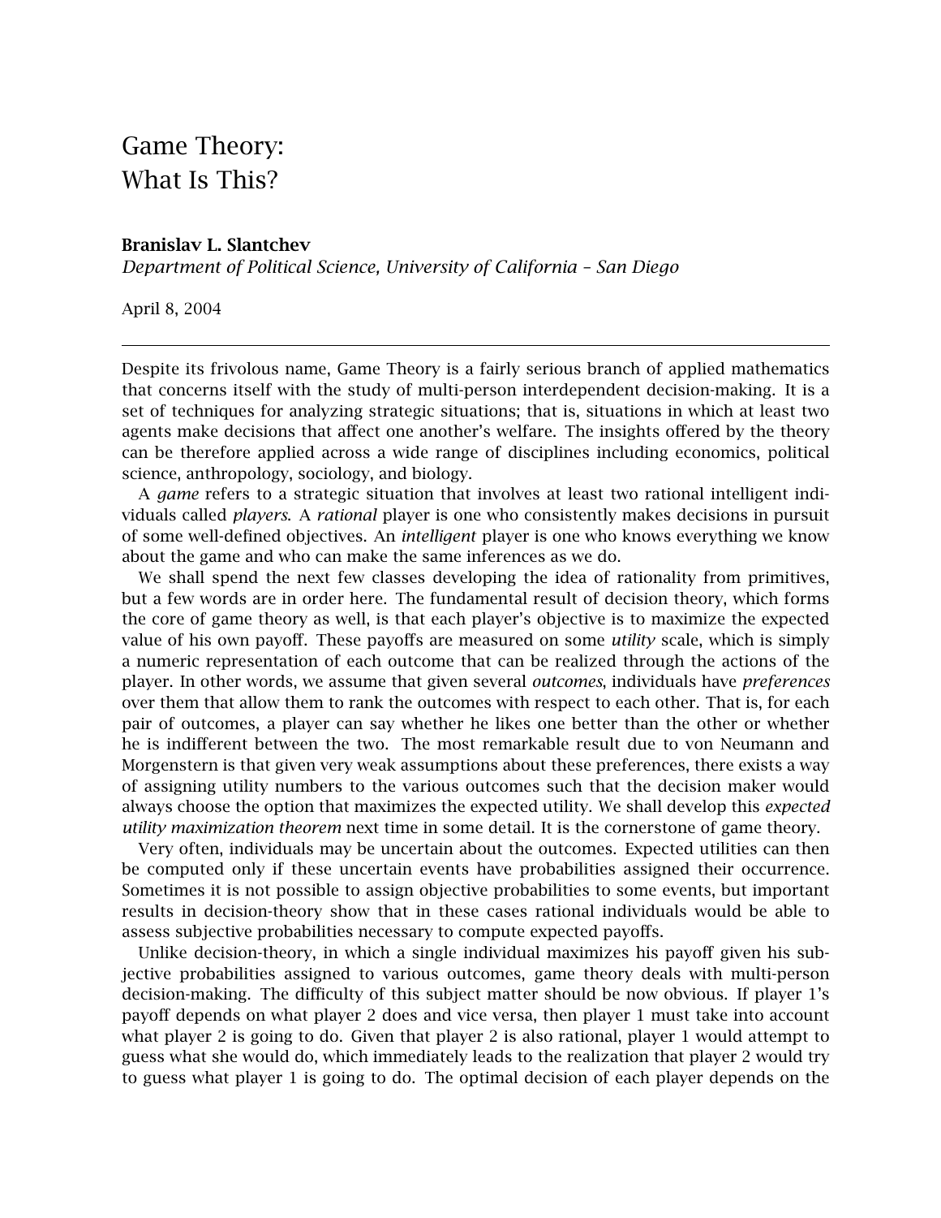# Game Theory: What Is This?

**Branislav L. Slantchev**

*Department of Political Science, University of California – San Diego*

April 8, 2004

---

Despite its frivolous name, Game Theory is a fairly serious branch of applied mathematics that concerns itself with the study of multi-person interdependent decision-making. It is a set of techniques for analyzing strategic situations; that is, situations in which at least two agents make decisions that affect one another's welfare. The insights offered by the theory can be therefore applied across a wide range of disciplines including economics, political science, anthropology, sociology, and biology.

A *game* refers to a strategic situation that involves at least two rational intelligent individuals called *players*. A *rational* player is one who consistently makes decisions in pursuit of some well-defined objectives. An *intelligent* player is one who knows everything we know about the game and who can make the same inferences as we do.

We shall spend the next few classes developing the idea of rationality from primitives, but a few words are in order here. The fundamental result of decision theory, which forms the core of game theory as well, is that each player's objective is to maximize the expected value of his own payoff. These payoffs are measured on some *utility* scale, which is simply a numeric representation of each outcome that can be realized through the actions of the player. In other words, we assume that given several *outcomes*, individuals have *preferences* over them that allow them to rank the outcomes with respect to each other. That is, for each pair of outcomes, a player can say whether he likes one better than the other or whether he is indifferent between the two. The most remarkable result due to von Neumann and Morgenstern is that given very weak assumptions about these preferences, there exists a way of assigning utility numbers to the various outcomes such that the decision maker would always choose the option that maximizes the expected utility. We shall develop this *expected utility maximization theorem* next time in some detail. It is the cornerstone of game theory.

Very often, individuals may be uncertain about the outcomes. Expected utilities can then be computed only if these uncertain events have probabilities assigned their occurrence. Sometimes it is not possible to assign objective probabilities to some events, but important results in decision-theory show that in these cases rational individuals would be able to assess subjective probabilities necessary to compute expected payoffs.

Unlike decision-theory, in which a single individual maximizes his payoff given his subjective probabilities assigned to various outcomes, game theory deals with multi-person decision-making. The difficulty of this subject matter should be now obvious. If player 1's payoff depends on what player 2 does and vice versa, then player 1 must take into account what player 2 is going to do. Given that player 2 is also rational, player 1 would attempt to guess what she would do, which immediately leads to the realization that player 2 would try to guess what player 1 is going to do. The optimal decision of each player depends on the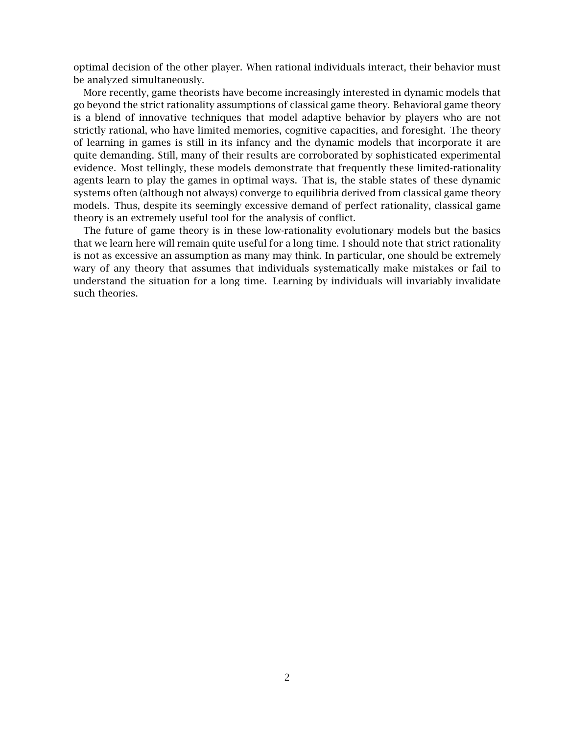optimal decision of the other player. When rational individuals interact, their behavior must be analyzed simultaneously.

More recently, game theorists have become increasingly interested in dynamic models that go beyond the strict rationality assumptions of classical game theory. Behavioral game theory is a blend of innovative techniques that model adaptive behavior by players who are not strictly rational, who have limited memories, cognitive capacities, and foresight. The theory of learning in games is still in its infancy and the dynamic models that incorporate it are quite demanding. Still, many of their results are corroborated by sophisticated experimental evidence. Most tellingly, these models demonstrate that frequently these limited-rationality agents learn to play the games in optimal ways. That is, the stable states of these dynamic systems often (although not always) converge to equilibria derived from classical game theory models. Thus, despite its seemingly excessive demand of perfect rationality, classical game theory is an extremely useful tool for the analysis of conflict.

The future of game theory is in these low-rationality evolutionary models but the basics that we learn here will remain quite useful for a long time. I should note that strict rationality is not as excessive an assumption as many may think. In particular, one should be extremely wary of any theory that assumes that individuals systematically make mistakes or fail to understand the situation for a long time. Learning by individuals will invariably invalidate such theories.